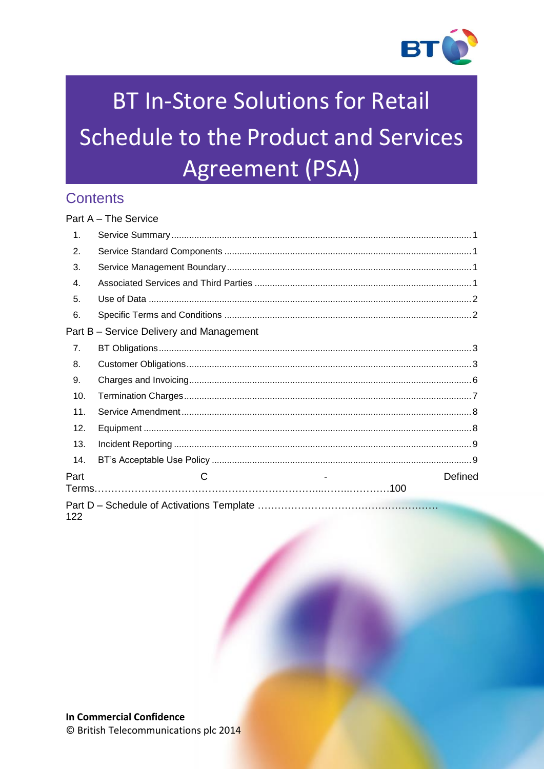# BT In-Store Solutions for Retail Schedule to the Product and Services Agreement (PSA)

## Contents

Part A – The Service

1. Service Summary ..... 1
2. Service Standard Components ..... 1
3. Service Management Boundary ..... 1
4. Associated Services and Third Parties ..... 1
5. Use of Data ..... 2
6. Specific Terms and Conditions ..... 2

Part B – Service Delivery and Management

7. BT Obligations ..... 3
8. Customer Obligations ..... 3
9. Charges and Invoicing ..... 6
10. Termination Charges ..... 7
11. Service Amendment ..... 8
12. Equipment ..... 8
13. Incident Reporting ..... 9
14. BT's Acceptable Use Policy ..... 9

Part C - Defined Terms ..... 100

Part D – Schedule of Activations Template ..... 122

**In Commercial Confidence**
© British Telecommunications plc 2014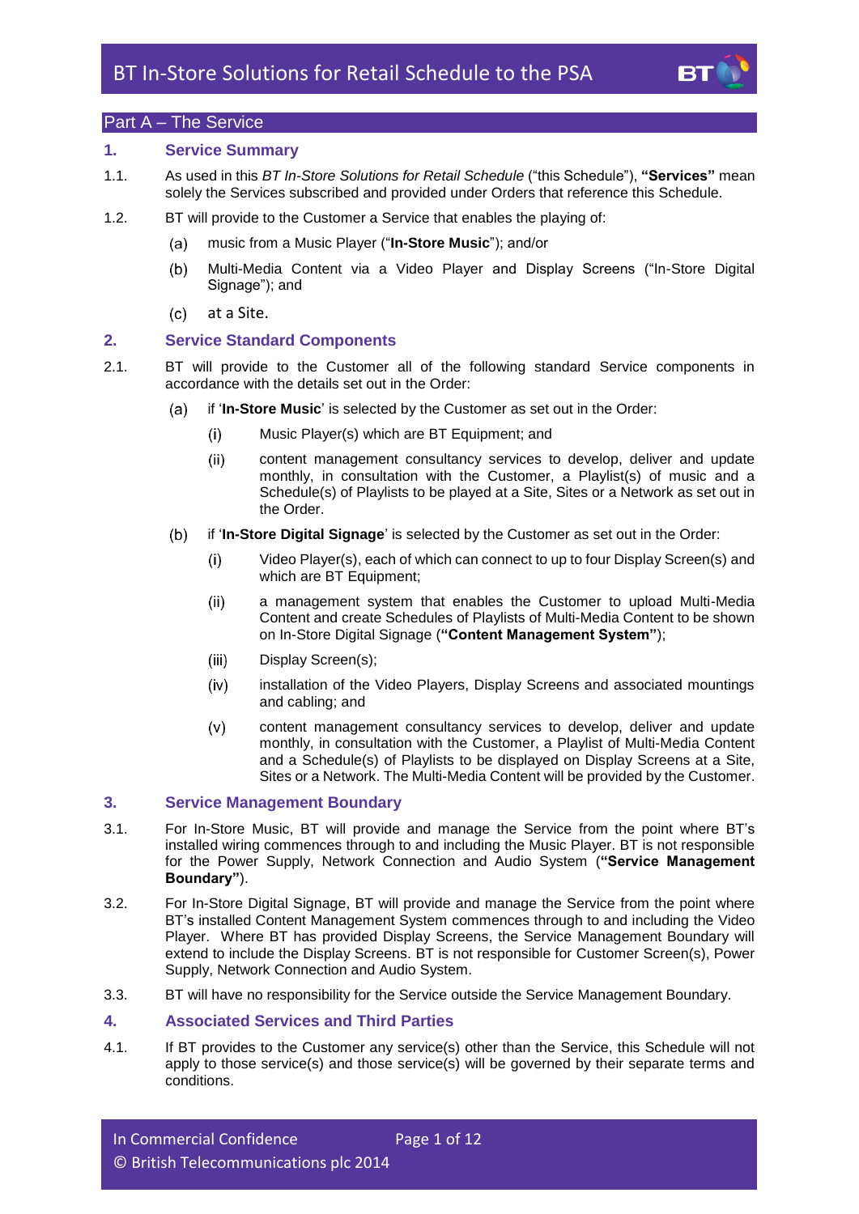## Part A – The Service

### 1. Service Summary

1.1. As used in this *BT In-Store Solutions for Retail Schedule* ("this Schedule"), **"Services"** mean solely the Services subscribed and provided under Orders that reference this Schedule.

1.2. BT will provide to the Customer a Service that enables the playing of:

(a) music from a Music Player ("**In-Store Music**"); and/or

(b) Multi-Media Content via a Video Player and Display Screens ("In-Store Digital Signage"); and

(c) at a Site.

### 2. Service Standard Components

2.1. BT will provide to the Customer all of the following standard Service components in accordance with the details set out in the Order:

(a) if '**In-Store Music**' is selected by the Customer as set out in the Order:

(i) Music Player(s) which are BT Equipment; and

(ii) content management consultancy services to develop, deliver and update monthly, in consultation with the Customer, a Playlist(s) of music and a Schedule(s) of Playlists to be played at a Site, Sites or a Network as set out in the Order.

(b) if '**In-Store Digital Signage**' is selected by the Customer as set out in the Order:

(i) Video Player(s), each of which can connect to up to four Display Screen(s) and which are BT Equipment;

(ii) a management system that enables the Customer to upload Multi-Media Content and create Schedules of Playlists of Multi-Media Content to be shown on In-Store Digital Signage (**"Content Management System"**);

(iii) Display Screen(s);

(iv) installation of the Video Players, Display Screens and associated mountings and cabling; and

(v) content management consultancy services to develop, deliver and update monthly, in consultation with the Customer, a Playlist of Multi-Media Content and a Schedule(s) of Playlists to be displayed on Display Screens at a Site, Sites or a Network. The Multi-Media Content will be provided by the Customer.

### 3. Service Management Boundary

3.1. For In-Store Music, BT will provide and manage the Service from the point where BT's installed wiring commences through to and including the Music Player. BT is not responsible for the Power Supply, Network Connection and Audio System (**"Service Management Boundary"**).

3.2. For In-Store Digital Signage, BT will provide and manage the Service from the point where BT's installed Content Management System commences through to and including the Video Player. Where BT has provided Display Screens, the Service Management Boundary will extend to include the Display Screens. BT is not responsible for Customer Screen(s), Power Supply, Network Connection and Audio System.

3.3. BT will have no responsibility for the Service outside the Service Management Boundary.

### 4. Associated Services and Third Parties

4.1. If BT provides to the Customer any service(s) other than the Service, this Schedule will not apply to those service(s) and those service(s) will be governed by their separate terms and conditions.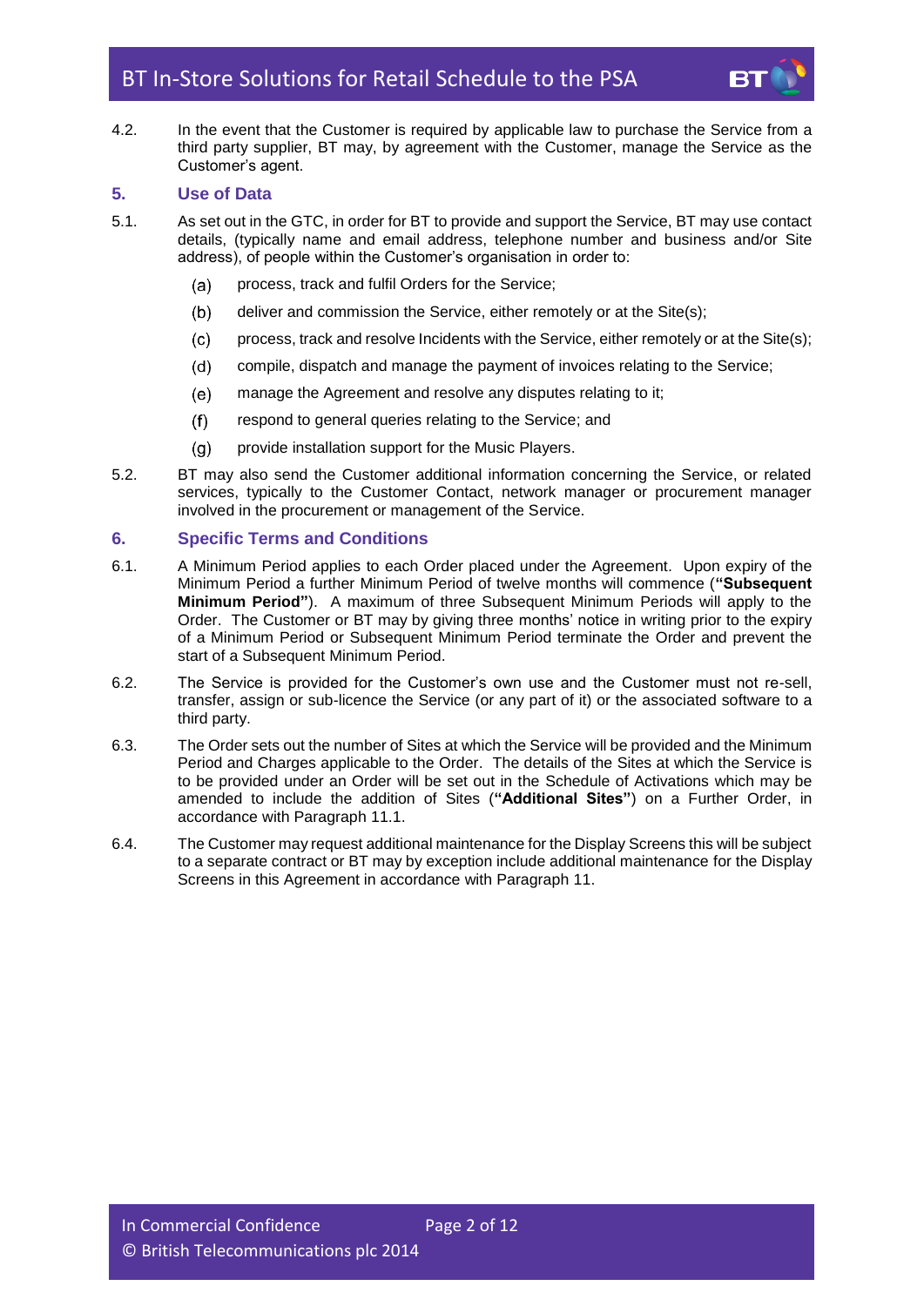4.2. In the event that the Customer is required by applicable law to purchase the Service from a third party supplier, BT may, by agreement with the Customer, manage the Service as the Customer's agent.

## 5. Use of Data

5.1. As set out in the GTC, in order for BT to provide and support the Service, BT may use contact details, (typically name and email address, telephone number and business and/or Site address), of people within the Customer's organisation in order to:

(a) process, track and fulfil Orders for the Service;

(b) deliver and commission the Service, either remotely or at the Site(s);

(c) process, track and resolve Incidents with the Service, either remotely or at the Site(s);

(d) compile, dispatch and manage the payment of invoices relating to the Service;

(e) manage the Agreement and resolve any disputes relating to it;

(f) respond to general queries relating to the Service; and

(g) provide installation support for the Music Players.

5.2. BT may also send the Customer additional information concerning the Service, or related services, typically to the Customer Contact, network manager or procurement manager involved in the procurement or management of the Service.

## 6. Specific Terms and Conditions

6.1. A Minimum Period applies to each Order placed under the Agreement. Upon expiry of the Minimum Period a further Minimum Period of twelve months will commence (**"Subsequent Minimum Period"**). A maximum of three Subsequent Minimum Periods will apply to the Order. The Customer or BT may by giving three months' notice in writing prior to the expiry of a Minimum Period or Subsequent Minimum Period terminate the Order and prevent the start of a Subsequent Minimum Period.

6.2. The Service is provided for the Customer's own use and the Customer must not re-sell, transfer, assign or sub-licence the Service (or any part of it) or the associated software to a third party.

6.3. The Order sets out the number of Sites at which the Service will be provided and the Minimum Period and Charges applicable to the Order. The details of the Sites at which the Service is to be provided under an Order will be set out in the Schedule of Activations which may be amended to include the addition of Sites (**"Additional Sites"**) on a Further Order, in accordance with Paragraph 11.1.

6.4. The Customer may request additional maintenance for the Display Screens this will be subject to a separate contract or BT may by exception include additional maintenance for the Display Screens in this Agreement in accordance with Paragraph 11.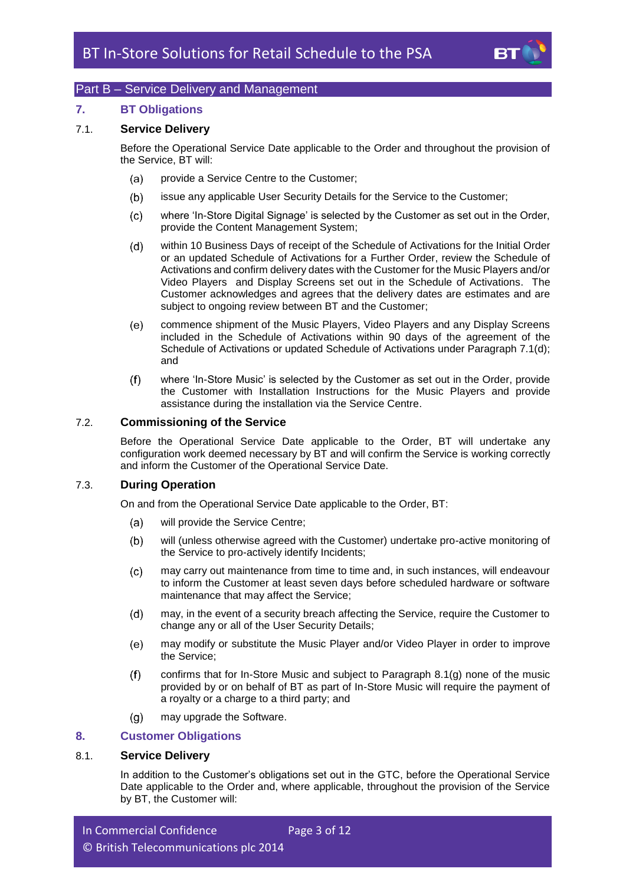## Part B – Service Delivery and Management

### 7. BT Obligations

#### 7.1. Service Delivery

Before the Operational Service Date applicable to the Order and throughout the provision of the Service, BT will:

(a) provide a Service Centre to the Customer;

(b) issue any applicable User Security Details for the Service to the Customer;

(c) where 'In-Store Digital Signage' is selected by the Customer as set out in the Order, provide the Content Management System;

(d) within 10 Business Days of receipt of the Schedule of Activations for the Initial Order or an updated Schedule of Activations for a Further Order, review the Schedule of Activations and confirm delivery dates with the Customer for the Music Players and/or Video Players and Display Screens set out in the Schedule of Activations. The Customer acknowledges and agrees that the delivery dates are estimates and are subject to ongoing review between BT and the Customer;

(e) commence shipment of the Music Players, Video Players and any Display Screens included in the Schedule of Activations within 90 days of the agreement of the Schedule of Activations or updated Schedule of Activations under Paragraph 7.1(d); and

(f) where 'In-Store Music' is selected by the Customer as set out in the Order, provide the Customer with Installation Instructions for the Music Players and provide assistance during the installation via the Service Centre.

#### 7.2. Commissioning of the Service

Before the Operational Service Date applicable to the Order, BT will undertake any configuration work deemed necessary by BT and will confirm the Service is working correctly and inform the Customer of the Operational Service Date.

#### 7.3. During Operation

On and from the Operational Service Date applicable to the Order, BT:

(a) will provide the Service Centre;

(b) will (unless otherwise agreed with the Customer) undertake pro-active monitoring of the Service to pro-actively identify Incidents;

(c) may carry out maintenance from time to time and, in such instances, will endeavour to inform the Customer at least seven days before scheduled hardware or software maintenance that may affect the Service;

(d) may, in the event of a security breach affecting the Service, require the Customer to change any or all of the User Security Details;

(e) may modify or substitute the Music Player and/or Video Player in order to improve the Service;

(f) confirms that for In-Store Music and subject to Paragraph 8.1(g) none of the music provided by or on behalf of BT as part of In-Store Music will require the payment of a royalty or a charge to a third party; and

(g) may upgrade the Software.

### 8. Customer Obligations

#### 8.1. Service Delivery

In addition to the Customer's obligations set out in the GTC, before the Operational Service Date applicable to the Order and, where applicable, throughout the provision of the Service by BT, the Customer will: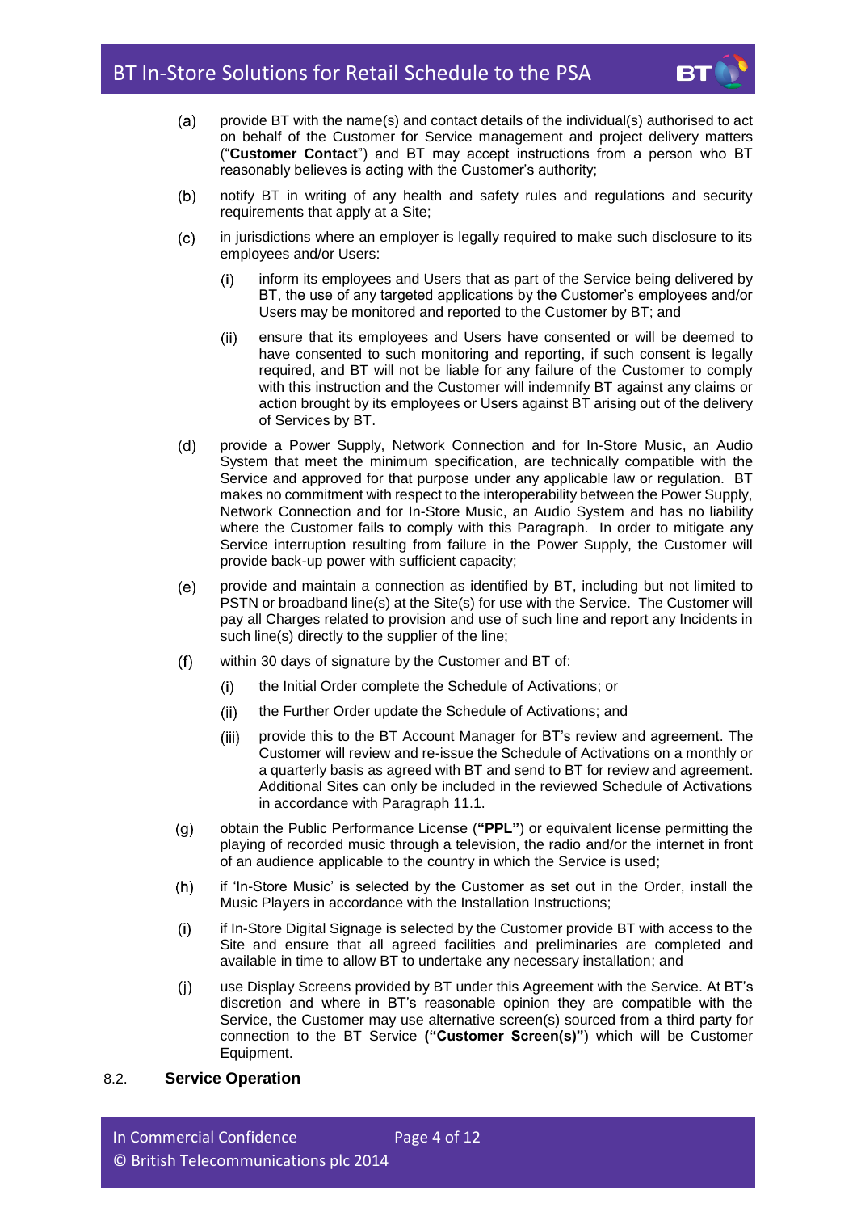(a) provide BT with the name(s) and contact details of the individual(s) authorised to act on behalf of the Customer for Service management and project delivery matters ("**Customer Contact**") and BT may accept instructions from a person who BT reasonably believes is acting with the Customer's authority;

(b) notify BT in writing of any health and safety rules and regulations and security requirements that apply at a Site;

(c) in jurisdictions where an employer is legally required to make such disclosure to its employees and/or Users:

   (i) inform its employees and Users that as part of the Service being delivered by BT, the use of any targeted applications by the Customer's employees and/or Users may be monitored and reported to the Customer by BT; and

   (ii) ensure that its employees and Users have consented or will be deemed to have consented to such monitoring and reporting, if such consent is legally required, and BT will not be liable for any failure of the Customer to comply with this instruction and the Customer will indemnify BT against any claims or action brought by its employees or Users against BT arising out of the delivery of Services by BT.

(d) provide a Power Supply, Network Connection and for In-Store Music, an Audio System that meet the minimum specification, are technically compatible with the Service and approved for that purpose under any applicable law or regulation. BT makes no commitment with respect to the interoperability between the Power Supply, Network Connection and for In-Store Music, an Audio System and has no liability where the Customer fails to comply with this Paragraph. In order to mitigate any Service interruption resulting from failure in the Power Supply, the Customer will provide back-up power with sufficient capacity;

(e) provide and maintain a connection as identified by BT, including but not limited to PSTN or broadband line(s) at the Site(s) for use with the Service. The Customer will pay all Charges related to provision and use of such line and report any Incidents in such line(s) directly to the supplier of the line;

(f) within 30 days of signature by the Customer and BT of:

   (i) the Initial Order complete the Schedule of Activations; or

   (ii) the Further Order update the Schedule of Activations; and

   (iii) provide this to the BT Account Manager for BT's review and agreement. The Customer will review and re-issue the Schedule of Activations on a monthly or a quarterly basis as agreed with BT and send to BT for review and agreement. Additional Sites can only be included in the reviewed Schedule of Activations in accordance with Paragraph 11.1.

(g) obtain the Public Performance License (**"PPL"**) or equivalent license permitting the playing of recorded music through a television, the radio and/or the internet in front of an audience applicable to the country in which the Service is used;

(h) if 'In-Store Music' is selected by the Customer as set out in the Order, install the Music Players in accordance with the Installation Instructions;

(i) if In-Store Digital Signage is selected by the Customer provide BT with access to the Site and ensure that all agreed facilities and preliminaries are completed and available in time to allow BT to undertake any necessary installation; and

(j) use Display Screens provided by BT under this Agreement with the Service. At BT's discretion and where in BT's reasonable opinion they are compatible with the Service, the Customer may use alternative screen(s) sourced from a third party for connection to the BT Service **("Customer Screen(s)")** which will be Customer Equipment.

### 8.2. Service Operation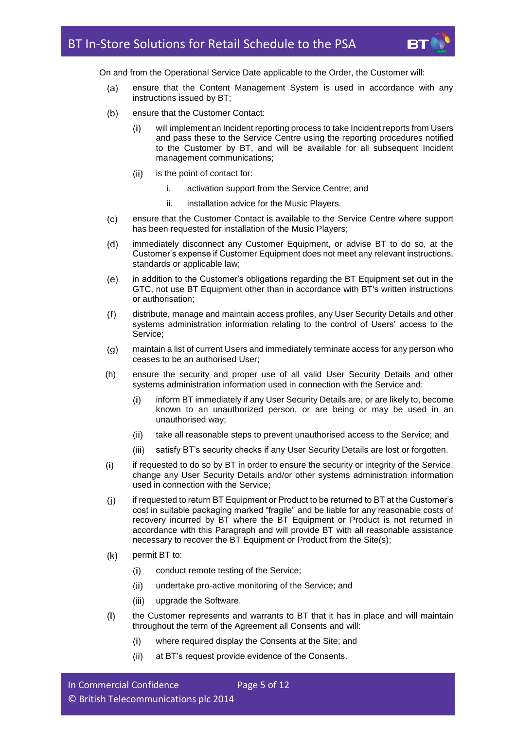On and from the Operational Service Date applicable to the Order, the Customer will:

(a) ensure that the Content Management System is used in accordance with any instructions issued by BT;

(b) ensure that the Customer Contact:

  (i) will implement an Incident reporting process to take Incident reports from Users and pass these to the Service Centre using the reporting procedures notified to the Customer by BT, and will be available for all subsequent Incident management communications;

  (ii) is the point of contact for:

    i. activation support from the Service Centre; and

    ii. installation advice for the Music Players.

(c) ensure that the Customer Contact is available to the Service Centre where support has been requested for installation of the Music Players;

(d) immediately disconnect any Customer Equipment, or advise BT to do so, at the Customer's expense if Customer Equipment does not meet any relevant instructions, standards or applicable law;

(e) in addition to the Customer's obligations regarding the BT Equipment set out in the GTC, not use BT Equipment other than in accordance with BT's written instructions or authorisation;

(f) distribute, manage and maintain access profiles, any User Security Details and other systems administration information relating to the control of Users' access to the Service;

(g) maintain a list of current Users and immediately terminate access for any person who ceases to be an authorised User;

(h) ensure the security and proper use of all valid User Security Details and other systems administration information used in connection with the Service and:

  (i) inform BT immediately if any User Security Details are, or are likely to, become known to an unauthorized person, or are being or may be used in an unauthorised way;

  (ii) take all reasonable steps to prevent unauthorised access to the Service; and

  (iii) satisfy BT's security checks if any User Security Details are lost or forgotten.

(i) if requested to do so by BT in order to ensure the security or integrity of the Service, change any User Security Details and/or other systems administration information used in connection with the Service;

(j) if requested to return BT Equipment or Product to be returned to BT at the Customer's cost in suitable packaging marked "fragile" and be liable for any reasonable costs of recovery incurred by BT where the BT Equipment or Product is not returned in accordance with this Paragraph and will provide BT with all reasonable assistance necessary to recover the BT Equipment or Product from the Site(s);

(k) permit BT to:

  (i) conduct remote testing of the Service;

  (ii) undertake pro-active monitoring of the Service; and

  (iii) upgrade the Software.

(l) the Customer represents and warrants to BT that it has in place and will maintain throughout the term of the Agreement all Consents and will:

  (i) where required display the Consents at the Site; and

  (ii) at BT's request provide evidence of the Consents.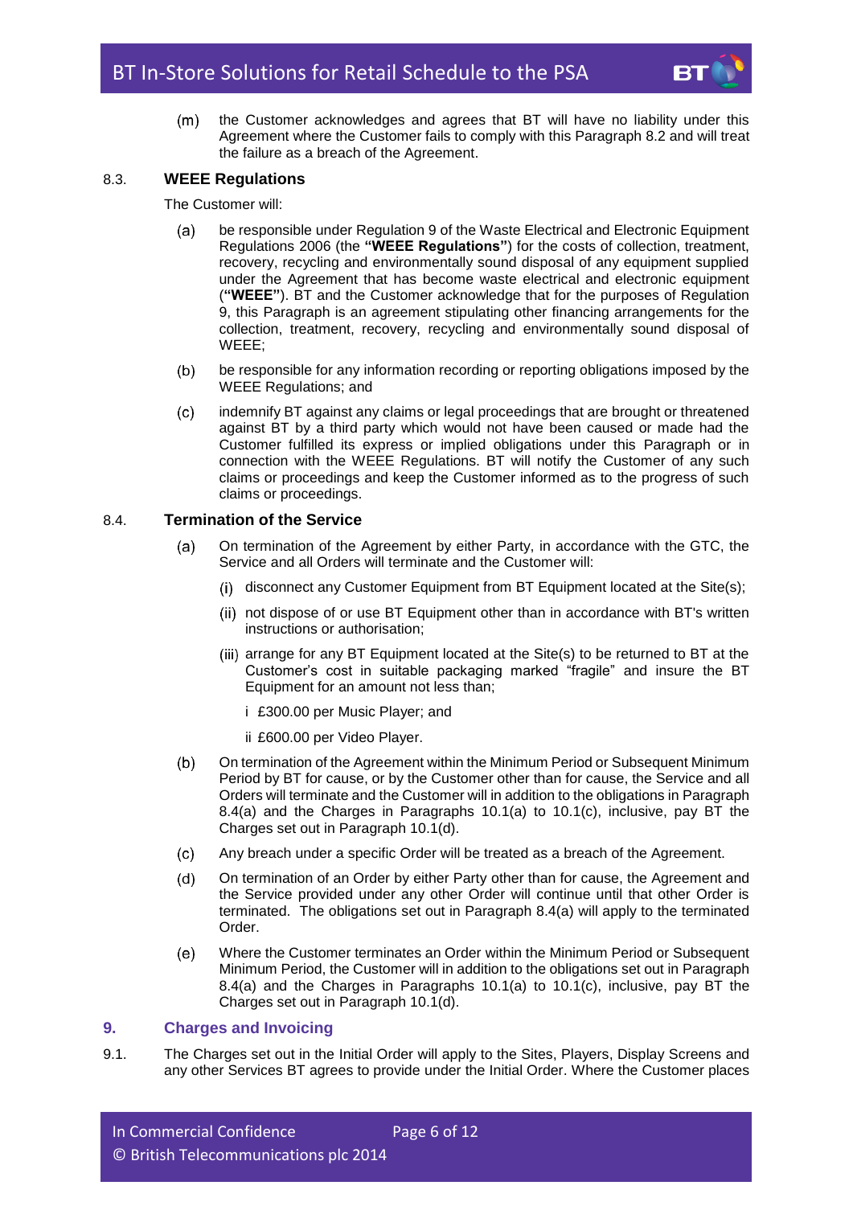(m) the Customer acknowledges and agrees that BT will have no liability under this Agreement where the Customer fails to comply with this Paragraph 8.2 and will treat the failure as a breach of the Agreement.

### 8.3. WEEE Regulations

The Customer will:

(a) be responsible under Regulation 9 of the Waste Electrical and Electronic Equipment Regulations 2006 (the **"WEEE Regulations"**) for the costs of collection, treatment, recovery, recycling and environmentally sound disposal of any equipment supplied under the Agreement that has become waste electrical and electronic equipment (**"WEEE"**). BT and the Customer acknowledge that for the purposes of Regulation 9, this Paragraph is an agreement stipulating other financing arrangements for the collection, treatment, recovery, recycling and environmentally sound disposal of WEEE;

(b) be responsible for any information recording or reporting obligations imposed by the WEEE Regulations; and

(c) indemnify BT against any claims or legal proceedings that are brought or threatened against BT by a third party which would not have been caused or made had the Customer fulfilled its express or implied obligations under this Paragraph or in connection with the WEEE Regulations. BT will notify the Customer of any such claims or proceedings and keep the Customer informed as to the progress of such claims or proceedings.

### 8.4. Termination of the Service

(a) On termination of the Agreement by either Party, in accordance with the GTC, the Service and all Orders will terminate and the Customer will:

(i) disconnect any Customer Equipment from BT Equipment located at the Site(s);

(ii) not dispose of or use BT Equipment other than in accordance with BT's written instructions or authorisation;

(iii) arrange for any BT Equipment located at the Site(s) to be returned to BT at the Customer's cost in suitable packaging marked "fragile" and insure the BT Equipment for an amount not less than;

i £300.00 per Music Player; and

ii £600.00 per Video Player.

(b) On termination of the Agreement within the Minimum Period or Subsequent Minimum Period by BT for cause, or by the Customer other than for cause, the Service and all Orders will terminate and the Customer will in addition to the obligations in Paragraph 8.4(a) and the Charges in Paragraphs 10.1(a) to 10.1(c), inclusive, pay BT the Charges set out in Paragraph 10.1(d).

(c) Any breach under a specific Order will be treated as a breach of the Agreement.

(d) On termination of an Order by either Party other than for cause, the Agreement and the Service provided under any other Order will continue until that other Order is terminated. The obligations set out in Paragraph 8.4(a) will apply to the terminated Order.

(e) Where the Customer terminates an Order within the Minimum Period or Subsequent Minimum Period, the Customer will in addition to the obligations set out in Paragraph 8.4(a) and the Charges in Paragraphs 10.1(a) to 10.1(c), inclusive, pay BT the Charges set out in Paragraph 10.1(d).

## 9. Charges and Invoicing

9.1. The Charges set out in the Initial Order will apply to the Sites, Players, Display Screens and any other Services BT agrees to provide under the Initial Order. Where the Customer places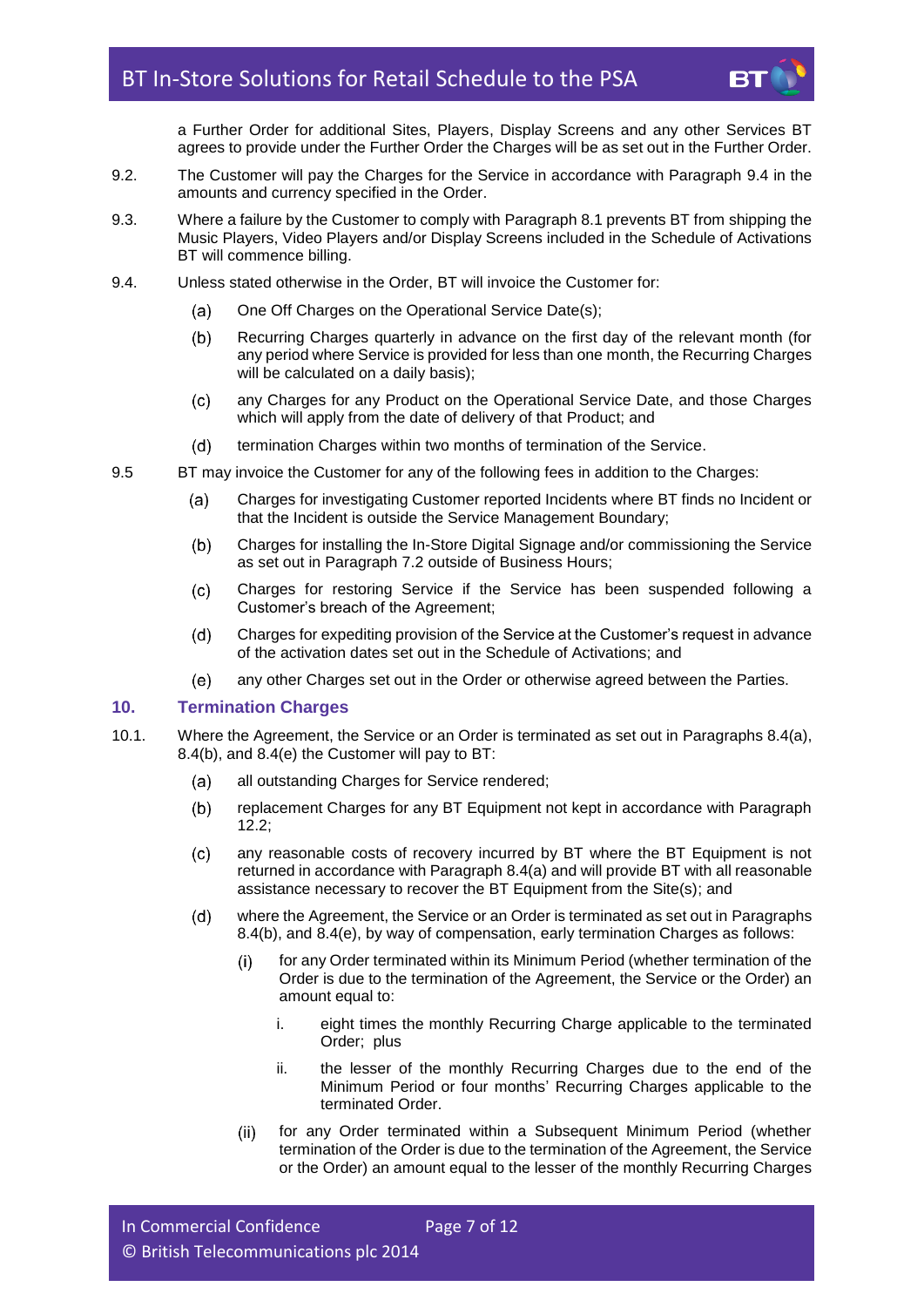a Further Order for additional Sites, Players, Display Screens and any other Services BT agrees to provide under the Further Order the Charges will be as set out in the Further Order.

9.2. The Customer will pay the Charges for the Service in accordance with Paragraph 9.4 in the amounts and currency specified in the Order.

9.3. Where a failure by the Customer to comply with Paragraph 8.1 prevents BT from shipping the Music Players, Video Players and/or Display Screens included in the Schedule of Activations BT will commence billing.

9.4. Unless stated otherwise in the Order, BT will invoice the Customer for:

(a) One Off Charges on the Operational Service Date(s);

(b) Recurring Charges quarterly in advance on the first day of the relevant month (for any period where Service is provided for less than one month, the Recurring Charges will be calculated on a daily basis);

(c) any Charges for any Product on the Operational Service Date, and those Charges which will apply from the date of delivery of that Product; and

(d) termination Charges within two months of termination of the Service.

9.5 BT may invoice the Customer for any of the following fees in addition to the Charges:

(a) Charges for investigating Customer reported Incidents where BT finds no Incident or that the Incident is outside the Service Management Boundary;

(b) Charges for installing the In-Store Digital Signage and/or commissioning the Service as set out in Paragraph 7.2 outside of Business Hours;

(c) Charges for restoring Service if the Service has been suspended following a Customer's breach of the Agreement;

(d) Charges for expediting provision of the Service at the Customer's request in advance of the activation dates set out in the Schedule of Activations; and

(e) any other Charges set out in the Order or otherwise agreed between the Parties.

## 10. Termination Charges

10.1. Where the Agreement, the Service or an Order is terminated as set out in Paragraphs 8.4(a), 8.4(b), and 8.4(e) the Customer will pay to BT:

(a) all outstanding Charges for Service rendered;

(b) replacement Charges for any BT Equipment not kept in accordance with Paragraph 12.2;

(c) any reasonable costs of recovery incurred by BT where the BT Equipment is not returned in accordance with Paragraph 8.4(a) and will provide BT with all reasonable assistance necessary to recover the BT Equipment from the Site(s); and

(d) where the Agreement, the Service or an Order is terminated as set out in Paragraphs 8.4(b), and 8.4(e), by way of compensation, early termination Charges as follows:

(i) for any Order terminated within its Minimum Period (whether termination of the Order is due to the termination of the Agreement, the Service or the Order) an amount equal to:

i. eight times the monthly Recurring Charge applicable to the terminated Order; plus

ii. the lesser of the monthly Recurring Charges due to the end of the Minimum Period or four months' Recurring Charges applicable to the terminated Order.

(ii) for any Order terminated within a Subsequent Minimum Period (whether termination of the Order is due to the termination of the Agreement, the Service or the Order) an amount equal to the lesser of the monthly Recurring Charges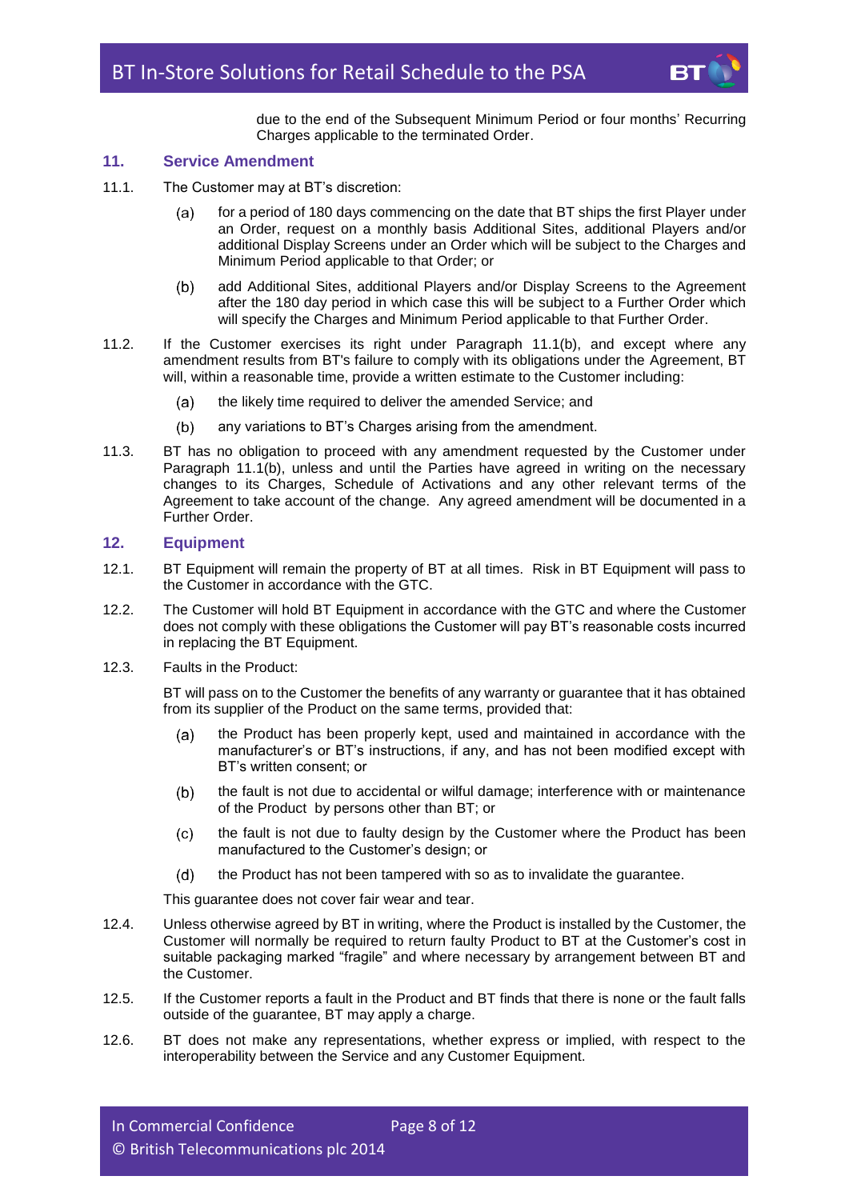due to the end of the Subsequent Minimum Period or four months' Recurring Charges applicable to the terminated Order.

## 11. Service Amendment

11.1. The Customer may at BT's discretion:

(a) for a period of 180 days commencing on the date that BT ships the first Player under an Order, request on a monthly basis Additional Sites, additional Players and/or additional Display Screens under an Order which will be subject to the Charges and Minimum Period applicable to that Order; or

(b) add Additional Sites, additional Players and/or Display Screens to the Agreement after the 180 day period in which case this will be subject to a Further Order which will specify the Charges and Minimum Period applicable to that Further Order.

11.2. If the Customer exercises its right under Paragraph 11.1(b), and except where any amendment results from BT's failure to comply with its obligations under the Agreement, BT will, within a reasonable time, provide a written estimate to the Customer including:

(a) the likely time required to deliver the amended Service; and

(b) any variations to BT's Charges arising from the amendment.

11.3. BT has no obligation to proceed with any amendment requested by the Customer under Paragraph 11.1(b), unless and until the Parties have agreed in writing on the necessary changes to its Charges, Schedule of Activations and any other relevant terms of the Agreement to take account of the change. Any agreed amendment will be documented in a Further Order.

## 12. Equipment

12.1. BT Equipment will remain the property of BT at all times. Risk in BT Equipment will pass to the Customer in accordance with the GTC.

12.2. The Customer will hold BT Equipment in accordance with the GTC and where the Customer does not comply with these obligations the Customer will pay BT's reasonable costs incurred in replacing the BT Equipment.

12.3. Faults in the Product:

BT will pass on to the Customer the benefits of any warranty or guarantee that it has obtained from its supplier of the Product on the same terms, provided that:

(a) the Product has been properly kept, used and maintained in accordance with the manufacturer's or BT's instructions, if any, and has not been modified except with BT's written consent; or

(b) the fault is not due to accidental or wilful damage; interference with or maintenance of the Product by persons other than BT; or

(c) the fault is not due to faulty design by the Customer where the Product has been manufactured to the Customer's design; or

(d) the Product has not been tampered with so as to invalidate the guarantee.

This guarantee does not cover fair wear and tear.

12.4. Unless otherwise agreed by BT in writing, where the Product is installed by the Customer, the Customer will normally be required to return faulty Product to BT at the Customer's cost in suitable packaging marked "fragile" and where necessary by arrangement between BT and the Customer.

12.5. If the Customer reports a fault in the Product and BT finds that there is none or the fault falls outside of the guarantee, BT may apply a charge.

12.6. BT does not make any representations, whether express or implied, with respect to the interoperability between the Service and any Customer Equipment.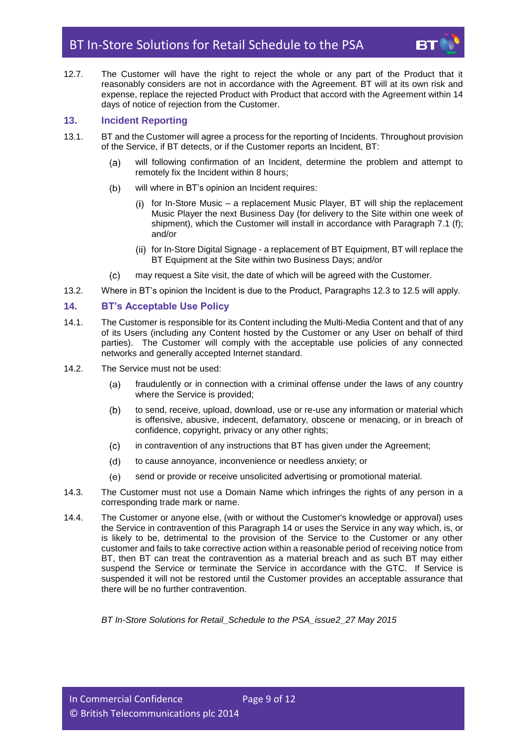12.7. The Customer will have the right to reject the whole or any part of the Product that it reasonably considers are not in accordance with the Agreement. BT will at its own risk and expense, replace the rejected Product with Product that accord with the Agreement within 14 days of notice of rejection from the Customer.

## 13. Incident Reporting

13.1. BT and the Customer will agree a process for the reporting of Incidents. Throughout provision of the Service, if BT detects, or if the Customer reports an Incident, BT:

(a) will following confirmation of an Incident, determine the problem and attempt to remotely fix the Incident within 8 hours;

(b) will where in BT's opinion an Incident requires:

(i) for In-Store Music – a replacement Music Player, BT will ship the replacement Music Player the next Business Day (for delivery to the Site within one week of shipment), which the Customer will install in accordance with Paragraph 7.1 (f); and/or

(ii) for In-Store Digital Signage - a replacement of BT Equipment, BT will replace the BT Equipment at the Site within two Business Days; and/or

(c) may request a Site visit, the date of which will be agreed with the Customer.

13.2. Where in BT's opinion the Incident is due to the Product, Paragraphs 12.3 to 12.5 will apply.

## 14. BT's Acceptable Use Policy

14.1. The Customer is responsible for its Content including the Multi-Media Content and that of any of its Users (including any Content hosted by the Customer or any User on behalf of third parties). The Customer will comply with the acceptable use policies of any connected networks and generally accepted Internet standard.

14.2. The Service must not be used:

(a) fraudulently or in connection with a criminal offense under the laws of any country where the Service is provided;

(b) to send, receive, upload, download, use or re-use any information or material which is offensive, abusive, indecent, defamatory, obscene or menacing, or in breach of confidence, copyright, privacy or any other rights;

(c) in contravention of any instructions that BT has given under the Agreement;

(d) to cause annoyance, inconvenience or needless anxiety; or

(e) send or provide or receive unsolicited advertising or promotional material.

14.3. The Customer must not use a Domain Name which infringes the rights of any person in a corresponding trade mark or name.

14.4. The Customer or anyone else, (with or without the Customer's knowledge or approval) uses the Service in contravention of this Paragraph 14 or uses the Service in any way which, is, or is likely to be, detrimental to the provision of the Service to the Customer or any other customer and fails to take corrective action within a reasonable period of receiving notice from BT, then BT can treat the contravention as a material breach and as such BT may either suspend the Service or terminate the Service in accordance with the GTC. If Service is suspended it will not be restored until the Customer provides an acceptable assurance that there will be no further contravention.

*BT In-Store Solutions for Retail_Schedule to the PSA_issue2_27 May 2015*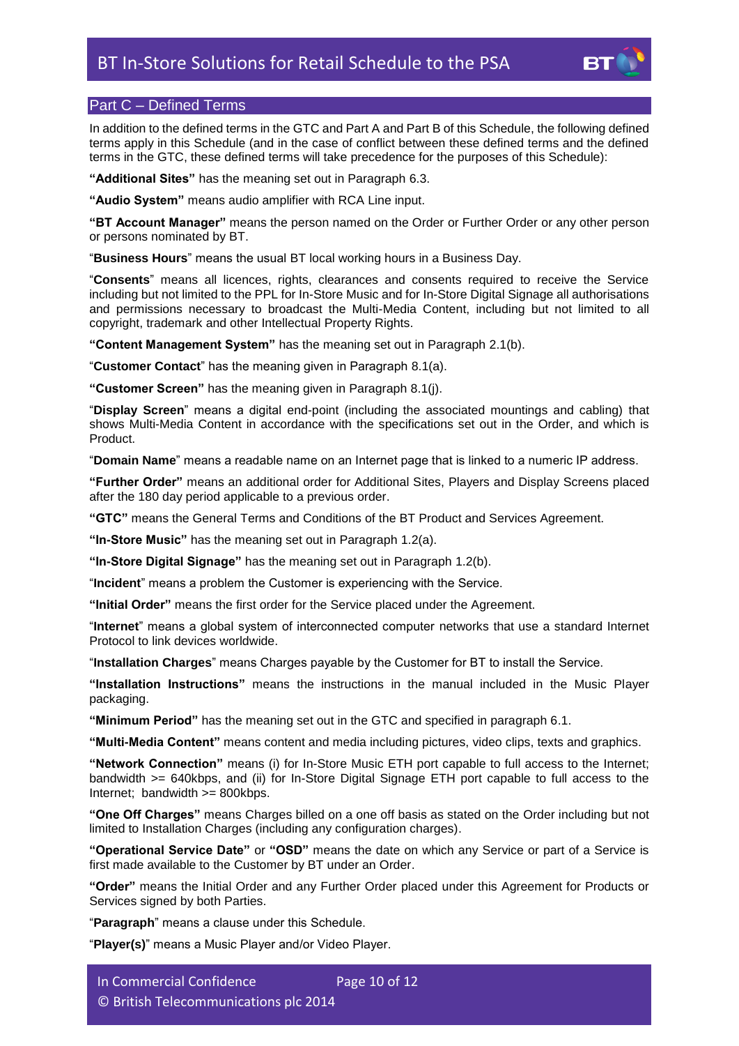## Part C – Defined Terms

In addition to the defined terms in the GTC and Part A and Part B of this Schedule, the following defined terms apply in this Schedule (and in the case of conflict between these defined terms and the defined terms in the GTC, these defined terms will take precedence for the purposes of this Schedule):

**"Additional Sites"** has the meaning set out in Paragraph 6.3.

**"Audio System"** means audio amplifier with RCA Line input.

**"BT Account Manager"** means the person named on the Order or Further Order or any other person or persons nominated by BT.

"**Business Hours**" means the usual BT local working hours in a Business Day.

"**Consents**" means all licences, rights, clearances and consents required to receive the Service including but not limited to the PPL for In-Store Music and for In-Store Digital Signage all authorisations and permissions necessary to broadcast the Multi-Media Content, including but not limited to all copyright, trademark and other Intellectual Property Rights.

**"Content Management System"** has the meaning set out in Paragraph 2.1(b).

"**Customer Contact**" has the meaning given in Paragraph 8.1(a).

**"Customer Screen"** has the meaning given in Paragraph 8.1(j).

"**Display Screen**" means a digital end-point (including the associated mountings and cabling) that shows Multi-Media Content in accordance with the specifications set out in the Order, and which is Product.

"**Domain Name**" means a readable name on an Internet page that is linked to a numeric IP address.

**"Further Order"** means an additional order for Additional Sites, Players and Display Screens placed after the 180 day period applicable to a previous order.

**"GTC"** means the General Terms and Conditions of the BT Product and Services Agreement.

**"In-Store Music"** has the meaning set out in Paragraph 1.2(a).

**"In-Store Digital Signage"** has the meaning set out in Paragraph 1.2(b).

"**Incident**" means a problem the Customer is experiencing with the Service.

**"Initial Order"** means the first order for the Service placed under the Agreement.

"**Internet**" means a global system of interconnected computer networks that use a standard Internet Protocol to link devices worldwide.

"**Installation Charges**" means Charges payable by the Customer for BT to install the Service.

**"Installation Instructions"** means the instructions in the manual included in the Music Player packaging.

**"Minimum Period"** has the meaning set out in the GTC and specified in paragraph 6.1.

**"Multi-Media Content"** means content and media including pictures, video clips, texts and graphics.

**"Network Connection"** means (i) for In-Store Music ETH port capable to full access to the Internet; bandwidth >= 640kbps, and (ii) for In-Store Digital Signage ETH port capable to full access to the Internet; bandwidth >= 800kbps.

**"One Off Charges"** means Charges billed on a one off basis as stated on the Order including but not limited to Installation Charges (including any configuration charges).

**"Operational Service Date"** or **"OSD"** means the date on which any Service or part of a Service is first made available to the Customer by BT under an Order.

**"Order"** means the Initial Order and any Further Order placed under this Agreement for Products or Services signed by both Parties.

"**Paragraph**" means a clause under this Schedule.

"**Player(s)**" means a Music Player and/or Video Player.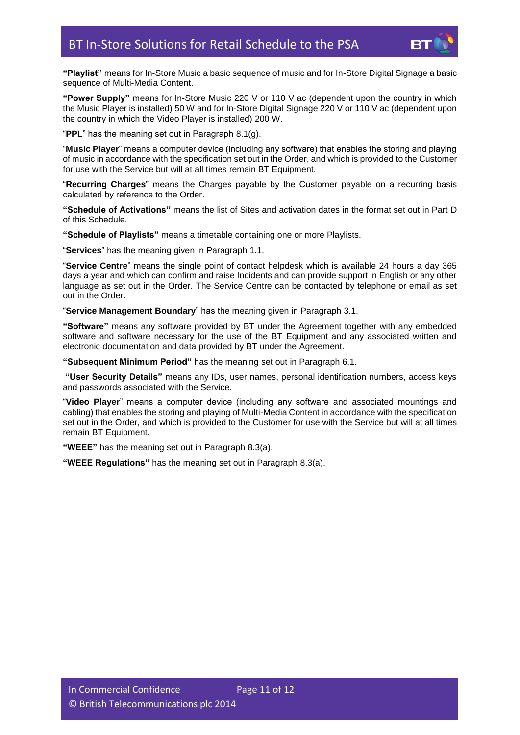**"Playlist"** means for In-Store Music a basic sequence of music and for In-Store Digital Signage a basic sequence of Multi-Media Content.

**"Power Supply"** means for In-Store Music 220 V or 110 V ac (dependent upon the country in which the Music Player is installed) 50 W and for In-Store Digital Signage 220 V or 110 V ac (dependent upon the country in which the Video Player is installed) 200 W.

"**PPL**" has the meaning set out in Paragraph 8.1(g).

"**Music Player**" means a computer device (including any software) that enables the storing and playing of music in accordance with the specification set out in the Order, and which is provided to the Customer for use with the Service but will at all times remain BT Equipment.

"**Recurring Charges**" means the Charges payable by the Customer payable on a recurring basis calculated by reference to the Order.

**"Schedule of Activations"** means the list of Sites and activation dates in the format set out in Part D of this Schedule.

**"Schedule of Playlists"** means a timetable containing one or more Playlists.

"**Services**" has the meaning given in Paragraph 1.1.

"**Service Centre**" means the single point of contact helpdesk which is available 24 hours a day 365 days a year and which can confirm and raise Incidents and can provide support in English or any other language as set out in the Order. The Service Centre can be contacted by telephone or email as set out in the Order.

"**Service Management Boundary**" has the meaning given in Paragraph 3.1.

**"Software"** means any software provided by BT under the Agreement together with any embedded software and software necessary for the use of the BT Equipment and any associated written and electronic documentation and data provided by BT under the Agreement.

**"Subsequent Minimum Period"** has the meaning set out in Paragraph 6.1.

**"User Security Details"** means any IDs, user names, personal identification numbers, access keys and passwords associated with the Service.

"**Video Player**" means a computer device (including any software and associated mountings and cabling) that enables the storing and playing of Multi-Media Content in accordance with the specification set out in the Order, and which is provided to the Customer for use with the Service but will at all times remain BT Equipment.

**"WEEE"** has the meaning set out in Paragraph 8.3(a).

**"WEEE Regulations"** has the meaning set out in Paragraph 8.3(a).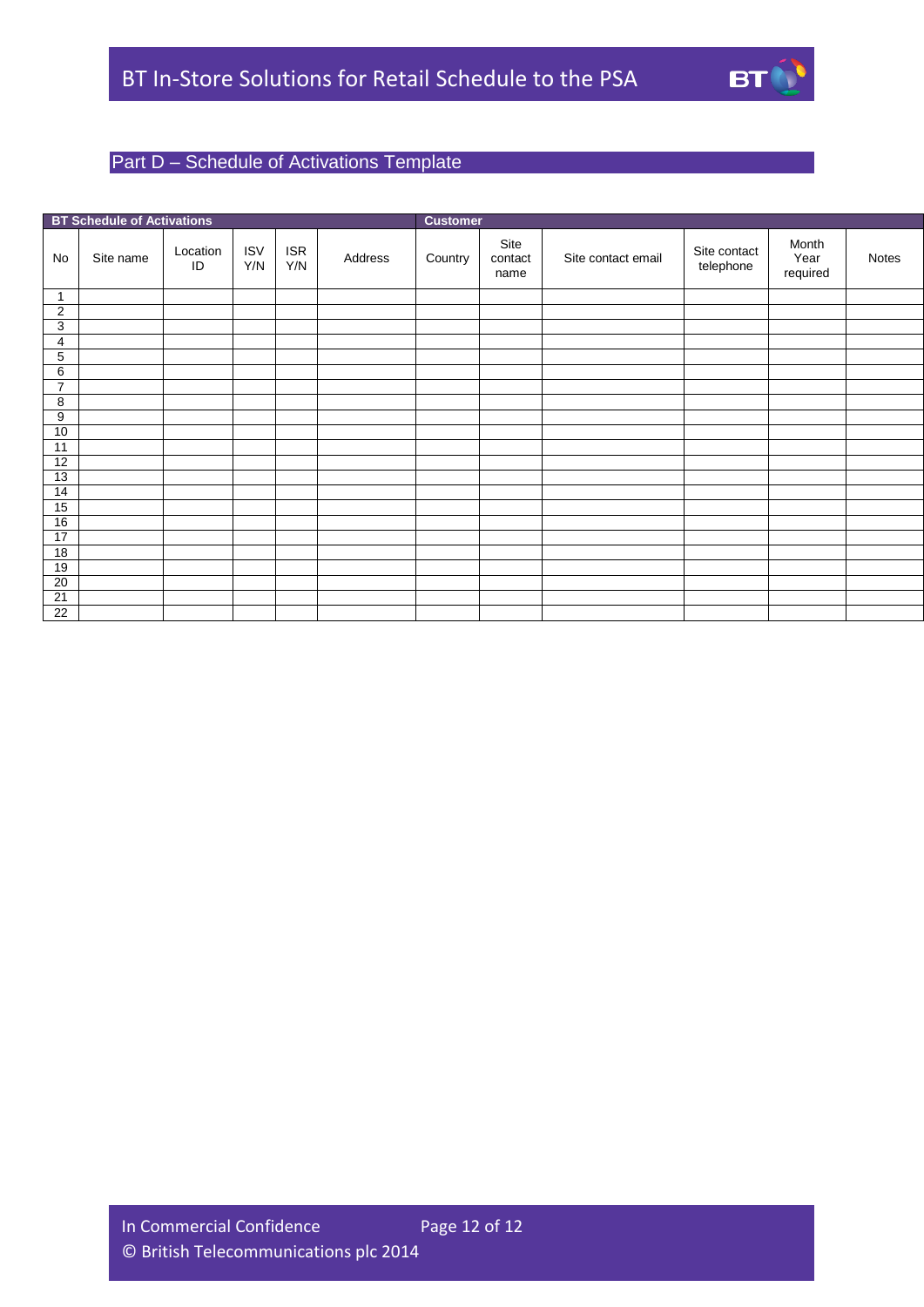## Part D – Schedule of Activations Template

| BT Schedule of Activations | | | | | | Customer | | | | | |
|---|---|---|---|---|---|---|---|---|---|---|---|
| No | Site name | Location ID | ISV Y/N | ISR Y/N | Address | Country | Site contact name | Site contact email | Site contact telephone | Month Year required | Notes |
| 1 | | | | | | | | | | | |
| 2 | | | | | | | | | | | |
| 3 | | | | | | | | | | | |
| 4 | | | | | | | | | | | |
| 5 | | | | | | | | | | | |
| 6 | | | | | | | | | | | |
| 7 | | | | | | | | | | | |
| 8 | | | | | | | | | | | |
| 9 | | | | | | | | | | | |
| 10 | | | | | | | | | | | |
| 11 | | | | | | | | | | | |
| 12 | | | | | | | | | | | |
| 13 | | | | | | | | | | | |
| 14 | | | | | | | | | | | |
| 15 | | | | | | | | | | | |
| 16 | | | | | | | | | | | |
| 17 | | | | | | | | | | | |
| 18 | | | | | | | | | | | |
| 19 | | | | | | | | | | | |
| 20 | | | | | | | | | | | |
| 21 | | | | | | | | | | | |
| 22 | | | | | | | | | | | |